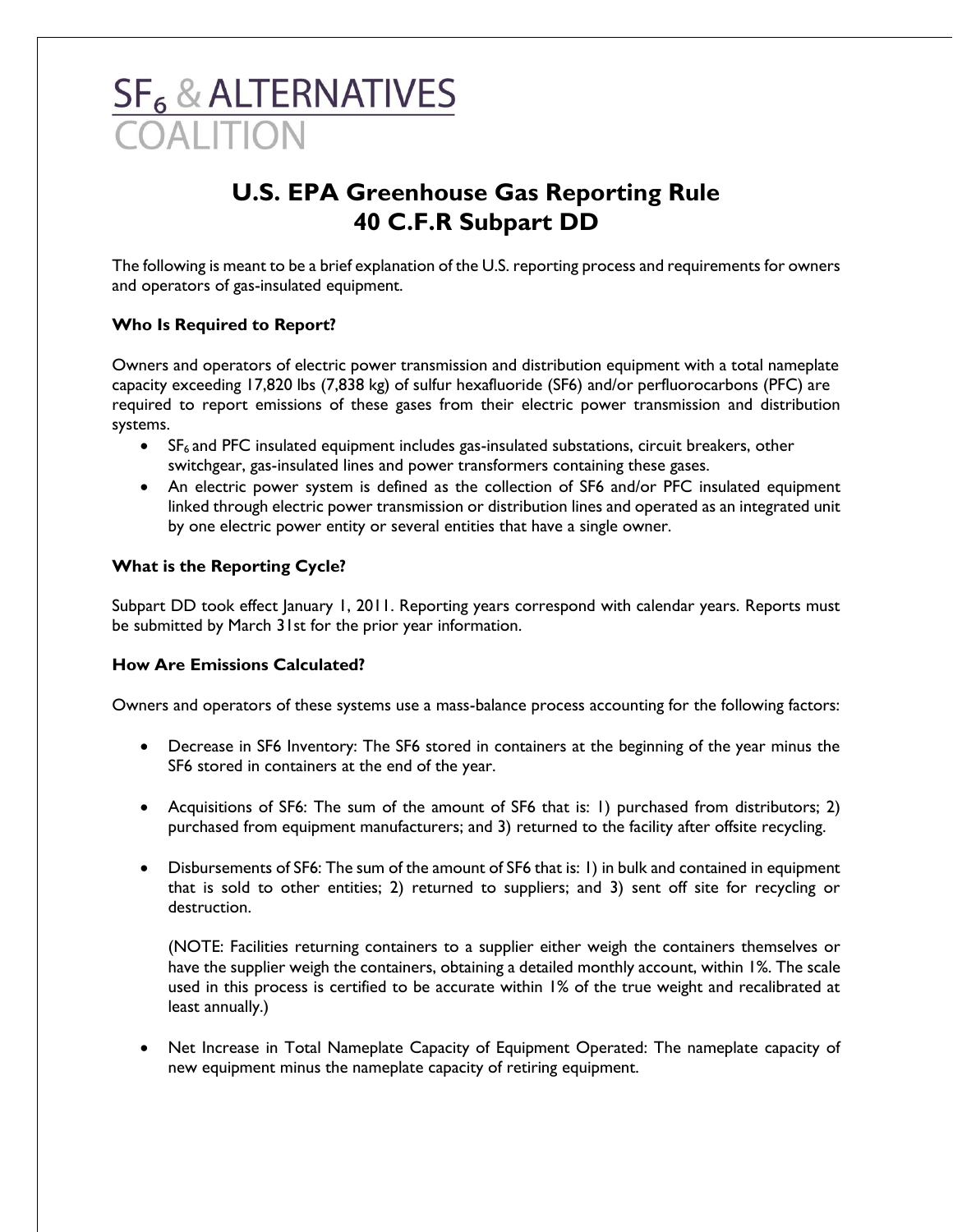# SF$_6$ & ALTERNATIVES COALITION

## U.S. EPA Greenhouse Gas Reporting Rule
## 40 C.F.R Subpart DD

The following is meant to be a brief explanation of the U.S. reporting process and requirements for owners and operators of gas-insulated equipment.

### Who Is Required to Report?

Owners and operators of electric power transmission and distribution equipment with a total nameplate capacity exceeding 17,820 lbs (7,838 kg) of sulfur hexafluoride (SF6) and/or perfluorocarbons (PFC) are required to report emissions of these gases from their electric power transmission and distribution systems.

- $SF_6$ and PFC insulated equipment includes gas-insulated substations, circuit breakers, other switchgear, gas-insulated lines and power transformers containing these gases.
- An electric power system is defined as the collection of SF6 and/or PFC insulated equipment linked through electric power transmission or distribution lines and operated as an integrated unit by one electric power entity or several entities that have a single owner.

### What is the Reporting Cycle?

Subpart DD took effect January 1, 2011. Reporting years correspond with calendar years. Reports must be submitted by March 31st for the prior year information.

### How Are Emissions Calculated?

Owners and operators of these systems use a mass-balance process accounting for the following factors:

- Decrease in SF6 Inventory: The SF6 stored in containers at the beginning of the year minus the SF6 stored in containers at the end of the year.

- Acquisitions of SF6: The sum of the amount of SF6 that is: 1) purchased from distributors; 2) purchased from equipment manufacturers; and 3) returned to the facility after offsite recycling.

- Disbursements of SF6: The sum of the amount of SF6 that is: 1) in bulk and contained in equipment that is sold to other entities; 2) returned to suppliers; and 3) sent off site for recycling or destruction.

  (NOTE: Facilities returning containers to a supplier either weigh the containers themselves or have the supplier weigh the containers, obtaining a detailed monthly account, within 1%. The scale used in this process is certified to be accurate within 1% of the true weight and recalibrated at least annually.)

- Net Increase in Total Nameplate Capacity of Equipment Operated: The nameplate capacity of new equipment minus the nameplate capacity of retiring equipment.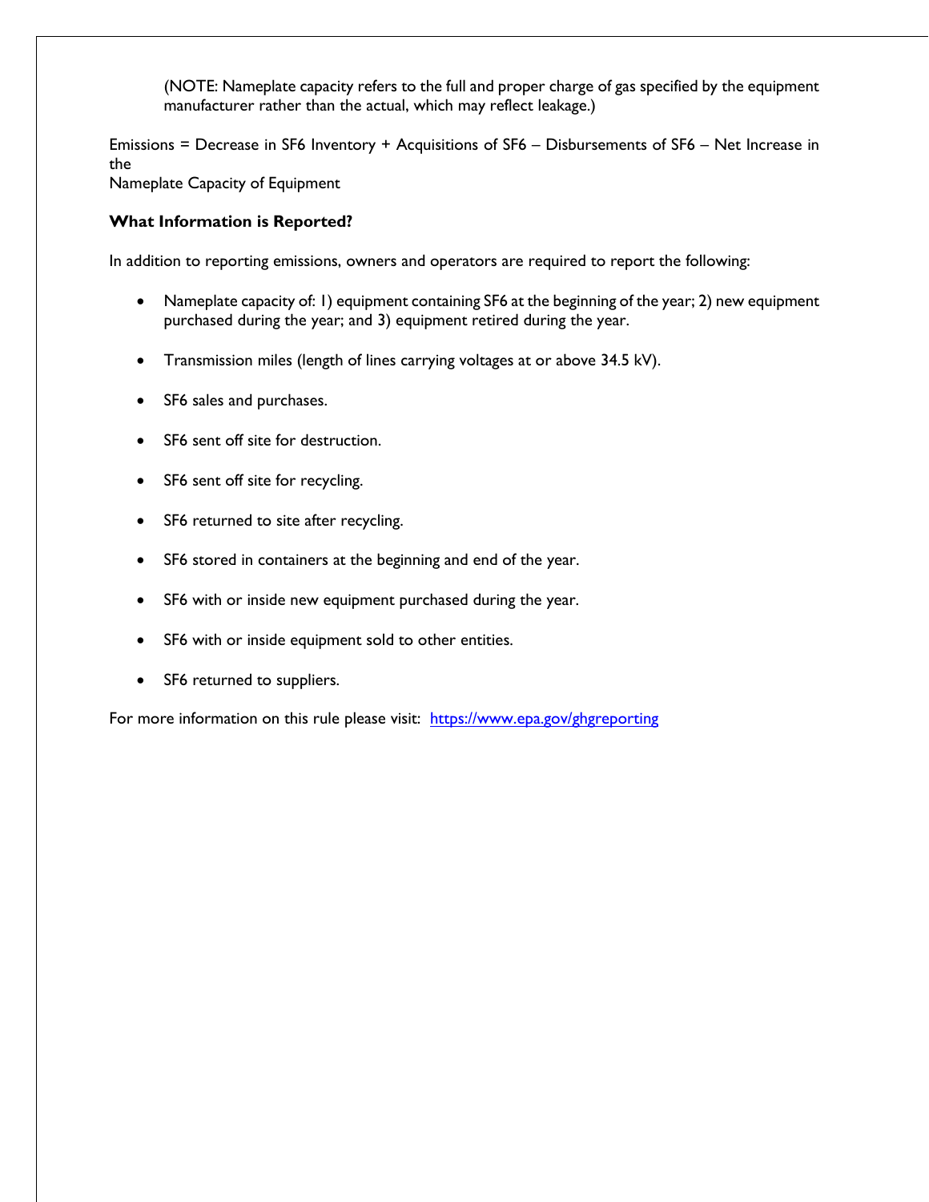(NOTE: Nameplate capacity refers to the full and proper charge of gas specified by the equipment manufacturer rather than the actual, which may reflect leakage.)

Emissions = Decrease in $SF_6$ Inventory + Acquisitions of $SF_6$ – Disbursements of $SF_6$ – Net Increase in the Nameplate Capacity of Equipment

**What Information is Reported?**

In addition to reporting emissions, owners and operators are required to report the following:

- Nameplate capacity of: 1) equipment containing $SF_6$ at the beginning of the year; 2) new equipment purchased during the year; and 3) equipment retired during the year.
- Transmission miles (length of lines carrying voltages at or above 34.5 kV).
- $SF_6$ sales and purchases.
- $SF_6$ sent off site for destruction.
- $SF_6$ sent off site for recycling.
- $SF_6$ returned to site after recycling.
- $SF_6$ stored in containers at the beginning and end of the year.
- $SF_6$ with or inside new equipment purchased during the year.
- $SF_6$ with or inside equipment sold to other entities.
- $SF_6$ returned to suppliers.

For more information on this rule please visit: [https://www.epa.gov/ghgreporting](https://www.epa.gov/ghgreporting)